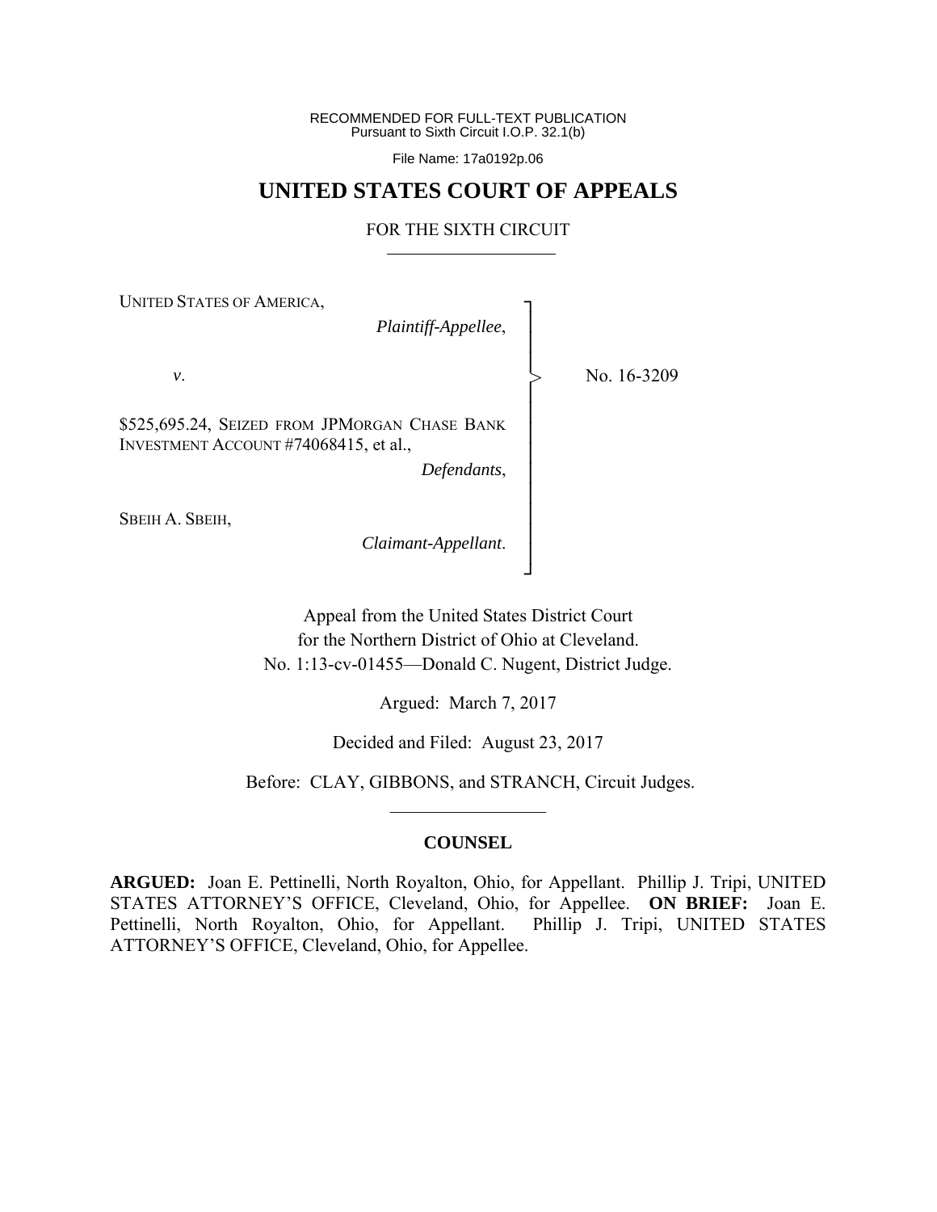RECOMMENDED FOR FULL-TEXT PUBLICATION
Pursuant to Sixth Circuit I.O.P. 32.1(b)

File Name: 17a0192p.06

# UNITED STATES COURT OF APPEALS

## FOR THE SIXTH CIRCUIT

UNITED STATES OF AMERICA,

*Plaintiff-Appellee*,

*v*.

$525,695.24, SEIZED FROM JPMORGAN CHASE BANK INVESTMENT ACCOUNT #74068415, et al.,

*Defendants*,

SBEIH A. SBEIH,

*Claimant-Appellant*.

No. 16-3209

Appeal from the United States District Court
for the Northern District of Ohio at Cleveland.
No. 1:13-cv-01455—Donald C. Nugent, District Judge.

Argued: March 7, 2017

Decided and Filed: August 23, 2017

Before: CLAY, GIBBONS, and STRANCH, Circuit Judges.

### COUNSEL

**ARGUED:** Joan E. Pettinelli, North Royalton, Ohio, for Appellant. Phillip J. Tripi, UNITED STATES ATTORNEY'S OFFICE, Cleveland, Ohio, for Appellee. **ON BRIEF:** Joan E. Pettinelli, North Royalton, Ohio, for Appellant. Phillip J. Tripi, UNITED STATES ATTORNEY'S OFFICE, Cleveland, Ohio, for Appellee.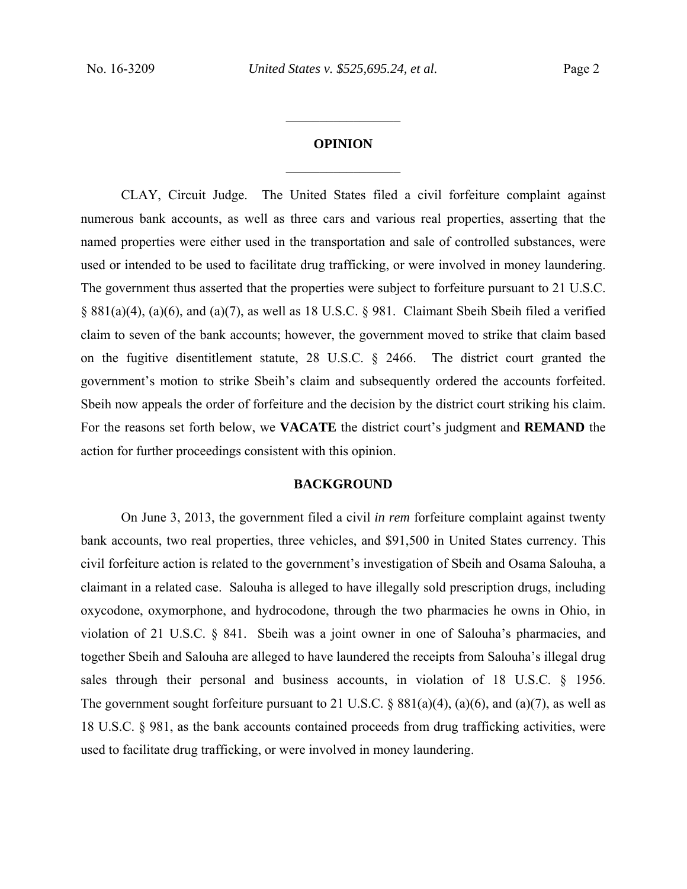## OPINION

CLAY, Circuit Judge. The United States filed a civil forfeiture complaint against numerous bank accounts, as well as three cars and various real properties, asserting that the named properties were either used in the transportation and sale of controlled substances, were used or intended to be used to facilitate drug trafficking, or were involved in money laundering. The government thus asserted that the properties were subject to forfeiture pursuant to 21 U.S.C. § 881(a)(4), (a)(6), and (a)(7), as well as 18 U.S.C. § 981. Claimant Sbeih Sbeih filed a verified claim to seven of the bank accounts; however, the government moved to strike that claim based on the fugitive disentitlement statute, 28 U.S.C. § 2466. The district court granted the government's motion to strike Sbeih's claim and subsequently ordered the accounts forfeited. Sbeih now appeals the order of forfeiture and the decision by the district court striking his claim. For the reasons set forth below, we **VACATE** the district court's judgment and **REMAND** the action for further proceedings consistent with this opinion.

## BACKGROUND

On June 3, 2013, the government filed a civil *in rem* forfeiture complaint against twenty bank accounts, two real properties, three vehicles, and $91,500 in United States currency. This civil forfeiture action is related to the government's investigation of Sbeih and Osama Salouha, a claimant in a related case. Salouha is alleged to have illegally sold prescription drugs, including oxycodone, oxymorphone, and hydrocodone, through the two pharmacies he owns in Ohio, in violation of 21 U.S.C. § 841. Sbeih was a joint owner in one of Salouha's pharmacies, and together Sbeih and Salouha are alleged to have laundered the receipts from Salouha's illegal drug sales through their personal and business accounts, in violation of 18 U.S.C. § 1956. The government sought forfeiture pursuant to 21 U.S.C. § 881(a)(4), (a)(6), and (a)(7), as well as 18 U.S.C. § 981, as the bank accounts contained proceeds from drug trafficking activities, were used to facilitate drug trafficking, or were involved in money laundering.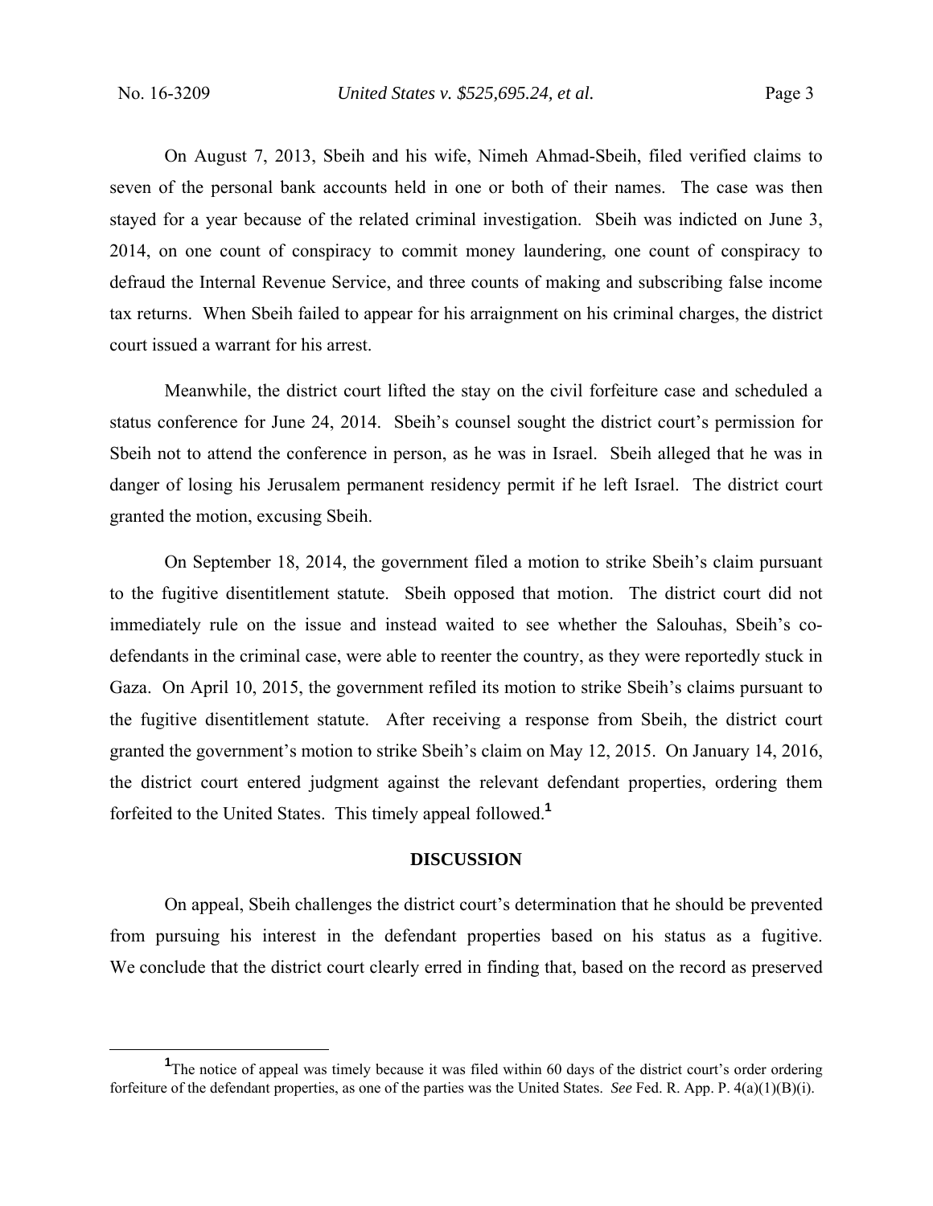On August 7, 2013, Sbeih and his wife, Nimeh Ahmad-Sbeih, filed verified claims to seven of the personal bank accounts held in one or both of their names. The case was then stayed for a year because of the related criminal investigation. Sbeih was indicted on June 3, 2014, on one count of conspiracy to commit money laundering, one count of conspiracy to defraud the Internal Revenue Service, and three counts of making and subscribing false income tax returns. When Sbeih failed to appear for his arraignment on his criminal charges, the district court issued a warrant for his arrest.

Meanwhile, the district court lifted the stay on the civil forfeiture case and scheduled a status conference for June 24, 2014. Sbeih's counsel sought the district court's permission for Sbeih not to attend the conference in person, as he was in Israel. Sbeih alleged that he was in danger of losing his Jerusalem permanent residency permit if he left Israel. The district court granted the motion, excusing Sbeih.

On September 18, 2014, the government filed a motion to strike Sbeih's claim pursuant to the fugitive disentitlement statute. Sbeih opposed that motion. The district court did not immediately rule on the issue and instead waited to see whether the Salouhas, Sbeih's co-defendants in the criminal case, were able to reenter the country, as they were reportedly stuck in Gaza. On April 10, 2015, the government refiled its motion to strike Sbeih's claims pursuant to the fugitive disentitlement statute. After receiving a response from Sbeih, the district court granted the government's motion to strike Sbeih's claim on May 12, 2015. On January 14, 2016, the district court entered judgment against the relevant defendant properties, ordering them forfeited to the United States. This timely appeal followed.[1]

## DISCUSSION

On appeal, Sbeih challenges the district court's determination that he should be prevented from pursuing his interest in the defendant properties based on his status as a fugitive. We conclude that the district court clearly erred in finding that, based on the record as preserved

[1] The notice of appeal was timely because it was filed within 60 days of the district court's order ordering forfeiture of the defendant properties, as one of the parties was the United States. *See* Fed. R. App. P. 4(a)(1)(B)(i).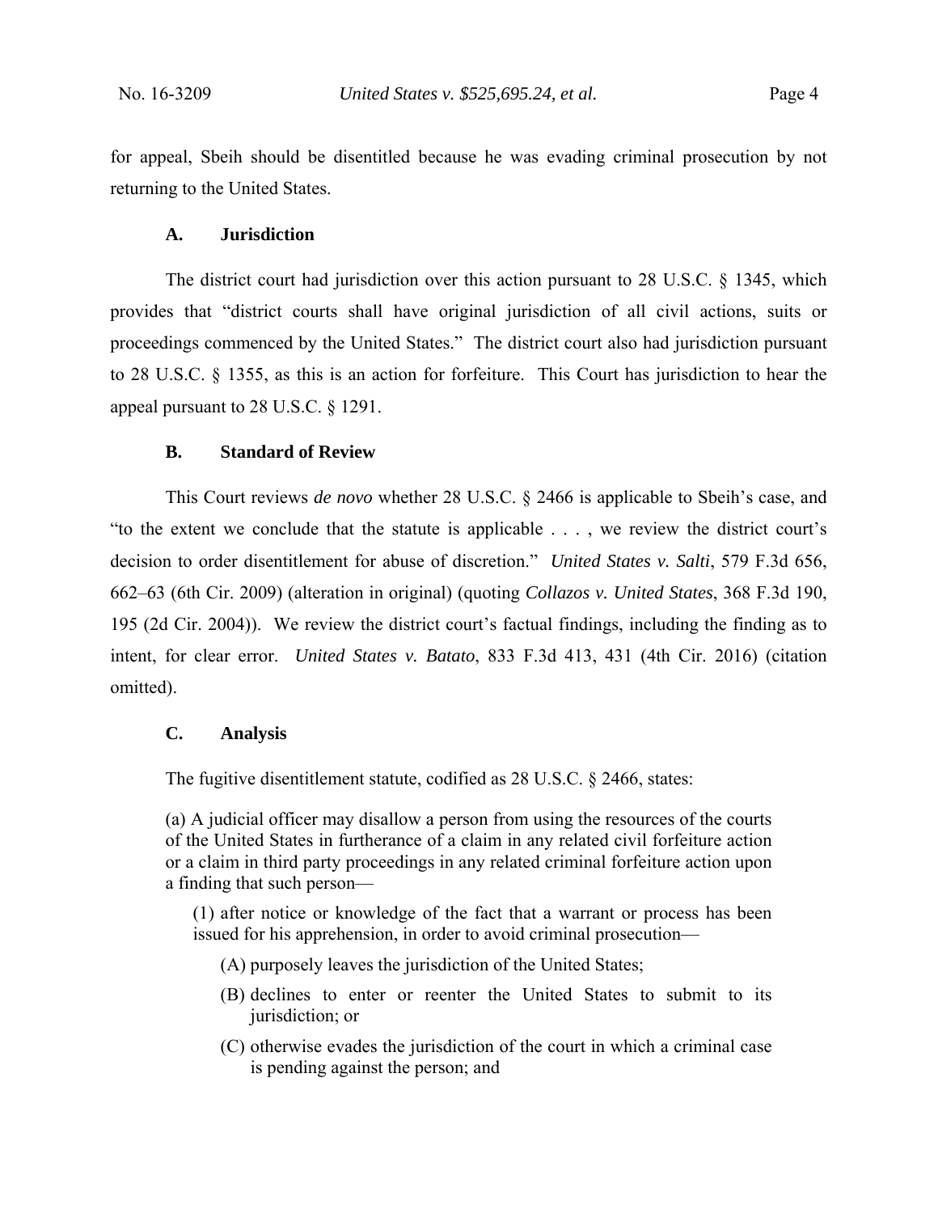for appeal, Sbeih should be disentitled because he was evading criminal prosecution by not returning to the United States.

### A. Jurisdiction

The district court had jurisdiction over this action pursuant to 28 U.S.C. § 1345, which provides that "district courts shall have original jurisdiction of all civil actions, suits or proceedings commenced by the United States." The district court also had jurisdiction pursuant to 28 U.S.C. § 1355, as this is an action for forfeiture. This Court has jurisdiction to hear the appeal pursuant to 28 U.S.C. § 1291.

### B. Standard of Review

This Court reviews *de novo* whether 28 U.S.C. § 2466 is applicable to Sbeih's case, and "to the extent we conclude that the statute is applicable . . . , we review the district court's decision to order disentitlement for abuse of discretion." *United States v. Salti*, 579 F.3d 656, 662–63 (6th Cir. 2009) (alteration in original) (quoting *Collazos v. United States*, 368 F.3d 190, 195 (2d Cir. 2004)). We review the district court's factual findings, including the finding as to intent, for clear error. *United States v. Batato*, 833 F.3d 413, 431 (4th Cir. 2016) (citation omitted).

### C. Analysis

The fugitive disentitlement statute, codified as 28 U.S.C. § 2466, states:

> (a) A judicial officer may disallow a person from using the resources of the courts of the United States in furtherance of a claim in any related civil forfeiture action or a claim in third party proceedings in any related criminal forfeiture action upon a finding that such person—
>
> (1) after notice or knowledge of the fact that a warrant or process has been issued for his apprehension, in order to avoid criminal prosecution—
>
> (A) purposely leaves the jurisdiction of the United States;
>
> (B) declines to enter or reenter the United States to submit to its jurisdiction; or
>
> (C) otherwise evades the jurisdiction of the court in which a criminal case is pending against the person; and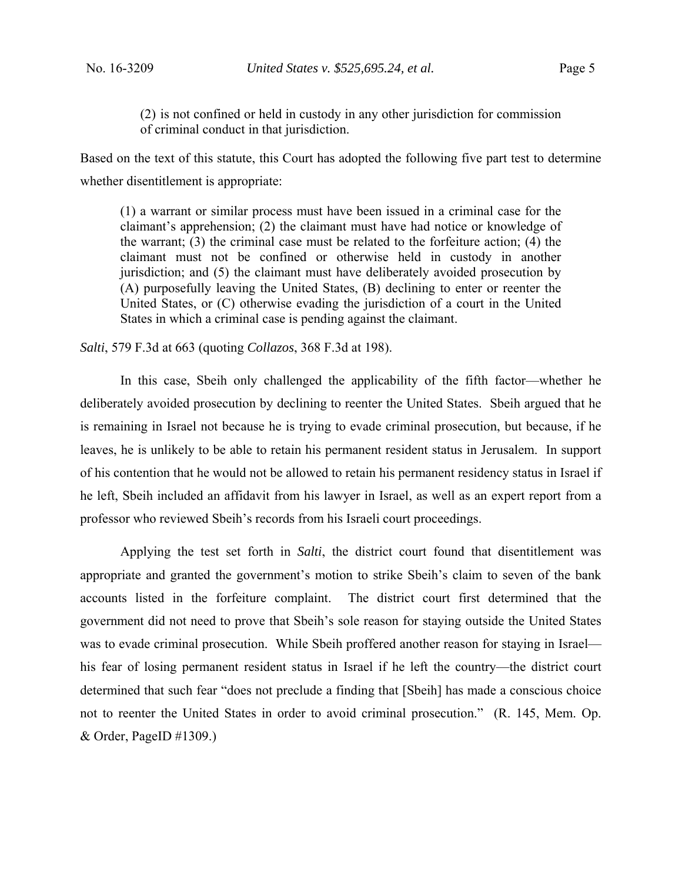(2) is not confined or held in custody in any other jurisdiction for commission of criminal conduct in that jurisdiction.

Based on the text of this statute, this Court has adopted the following five part test to determine whether disentitlement is appropriate:

> (1) a warrant or similar process must have been issued in a criminal case for the claimant's apprehension; (2) the claimant must have had notice or knowledge of the warrant; (3) the criminal case must be related to the forfeiture action; (4) the claimant must not be confined or otherwise held in custody in another jurisdiction; and (5) the claimant must have deliberately avoided prosecution by (A) purposefully leaving the United States, (B) declining to enter or reenter the United States, or (C) otherwise evading the jurisdiction of a court in the United States in which a criminal case is pending against the claimant.

*Salti*, 579 F.3d at 663 (quoting *Collazos*, 368 F.3d at 198).

In this case, Sbeih only challenged the applicability of the fifth factor—whether he deliberately avoided prosecution by declining to reenter the United States. Sbeih argued that he is remaining in Israel not because he is trying to evade criminal prosecution, but because, if he leaves, he is unlikely to be able to retain his permanent resident status in Jerusalem. In support of his contention that he would not be allowed to retain his permanent residency status in Israel if he left, Sbeih included an affidavit from his lawyer in Israel, as well as an expert report from a professor who reviewed Sbeih's records from his Israeli court proceedings.

Applying the test set forth in *Salti*, the district court found that disentitlement was appropriate and granted the government's motion to strike Sbeih's claim to seven of the bank accounts listed in the forfeiture complaint. The district court first determined that the government did not need to prove that Sbeih's sole reason for staying outside the United States was to evade criminal prosecution. While Sbeih proffered another reason for staying in Israel—his fear of losing permanent resident status in Israel if he left the country—the district court determined that such fear "does not preclude a finding that [Sbeih] has made a conscious choice not to reenter the United States in order to avoid criminal prosecution." (R. 145, Mem. Op. & Order, PageID #1309.)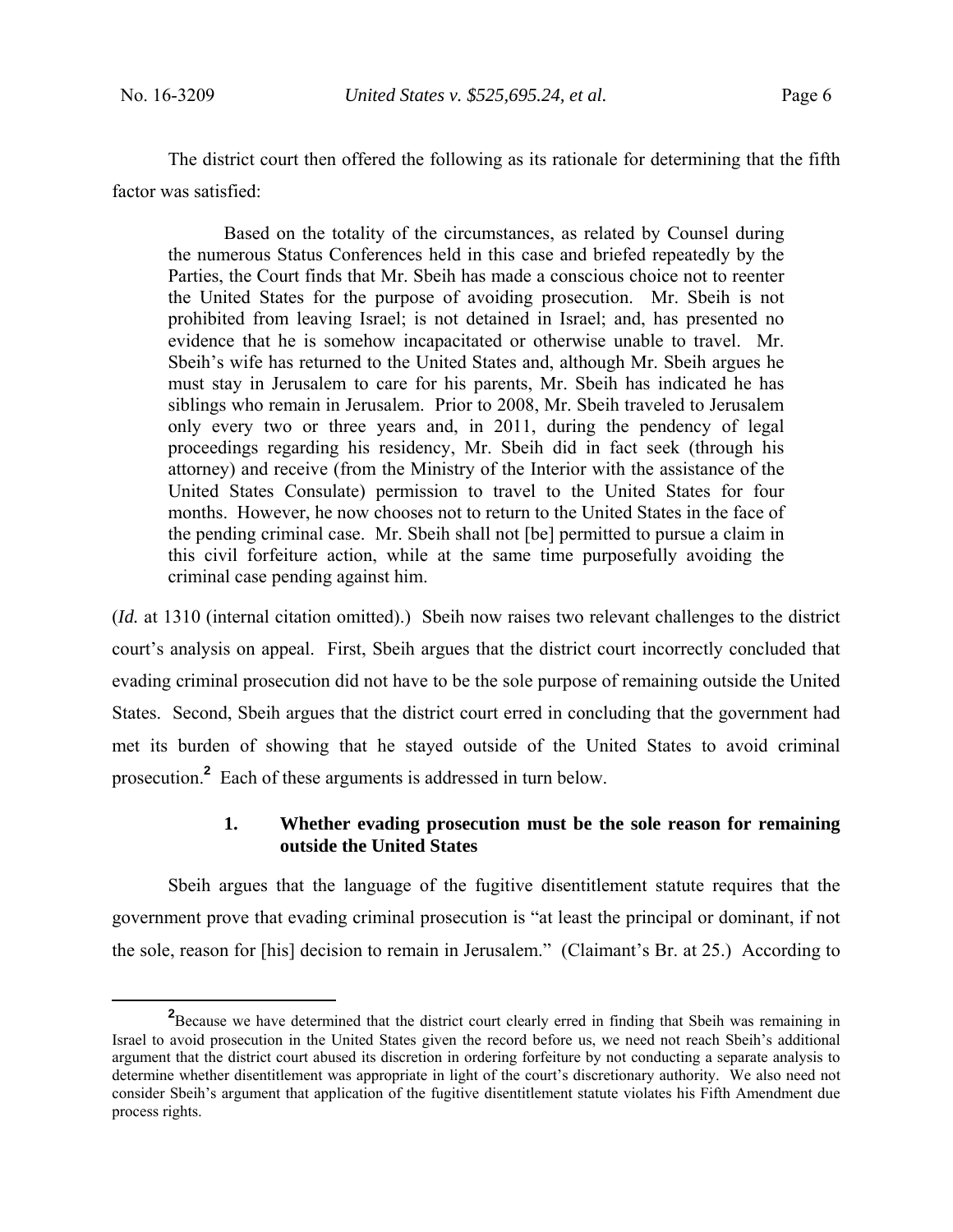The district court then offered the following as its rationale for determining that the fifth factor was satisfied:

> Based on the totality of the circumstances, as related by Counsel during the numerous Status Conferences held in this case and briefed repeatedly by the Parties, the Court finds that Mr. Sbeih has made a conscious choice not to reenter the United States for the purpose of avoiding prosecution. Mr. Sbeih is not prohibited from leaving Israel; is not detained in Israel; and, has presented no evidence that he is somehow incapacitated or otherwise unable to travel. Mr. Sbeih's wife has returned to the United States and, although Mr. Sbeih argues he must stay in Jerusalem to care for his parents, Mr. Sbeih has indicated he has siblings who remain in Jerusalem. Prior to 2008, Mr. Sbeih traveled to Jerusalem only every two or three years and, in 2011, during the pendency of legal proceedings regarding his residency, Mr. Sbeih did in fact seek (through his attorney) and receive (from the Ministry of the Interior with the assistance of the United States Consulate) permission to travel to the United States for four months. However, he now chooses not to return to the United States in the face of the pending criminal case. Mr. Sbeih shall not [be] permitted to pursue a claim in this civil forfeiture action, while at the same time purposefully avoiding the criminal case pending against him.

(*Id.* at 1310 (internal citation omitted).) Sbeih now raises two relevant challenges to the district court's analysis on appeal. First, Sbeih argues that the district court incorrectly concluded that evading criminal prosecution did not have to be the sole purpose of remaining outside the United States. Second, Sbeih argues that the district court erred in concluding that the government had met its burden of showing that he stayed outside of the United States to avoid criminal prosecution.[2] Each of these arguments is addressed in turn below.

### 1. Whether evading prosecution must be the sole reason for remaining outside the United States

Sbeih argues that the language of the fugitive disentitlement statute requires that the government prove that evading criminal prosecution is "at least the principal or dominant, if not the sole, reason for [his] decision to remain in Jerusalem." (Claimant's Br. at 25.) According to

[2]Because we have determined that the district court clearly erred in finding that Sbeih was remaining in Israel to avoid prosecution in the United States given the record before us, we need not reach Sbeih's additional argument that the district court abused its discretion in ordering forfeiture by not conducting a separate analysis to determine whether disentitlement was appropriate in light of the court's discretionary authority. We also need not consider Sbeih's argument that application of the fugitive disentitlement statute violates his Fifth Amendment due process rights.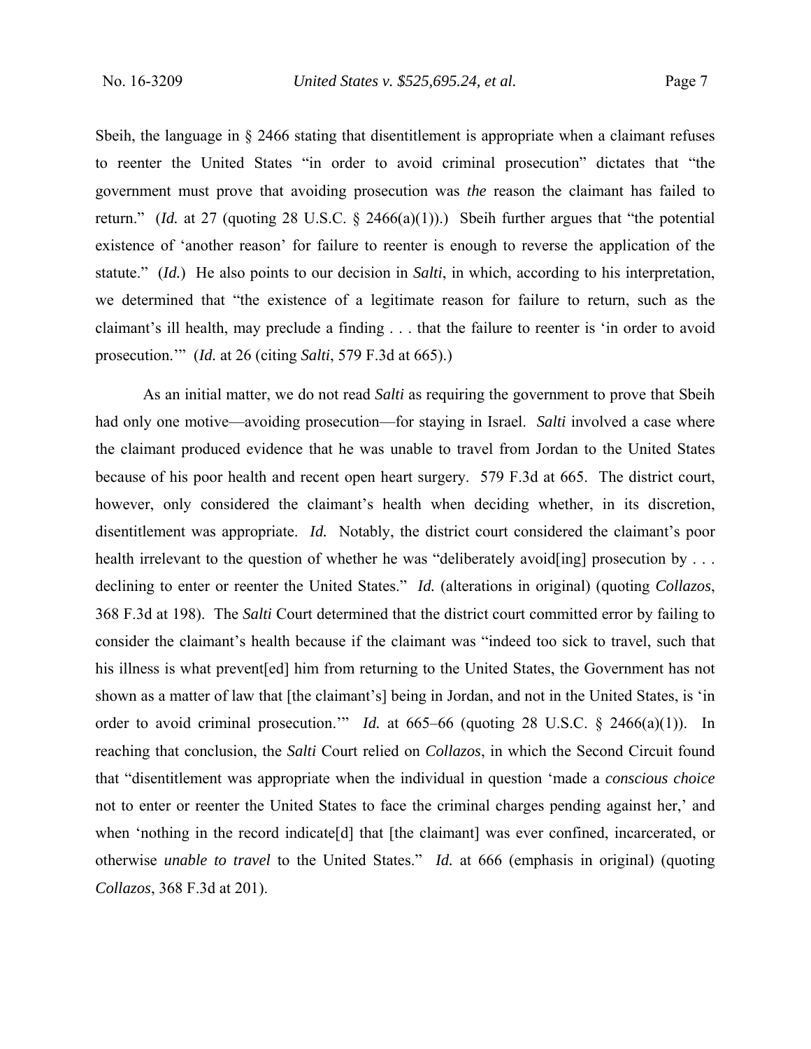Sbeih, the language in § 2466 stating that disentitlement is appropriate when a claimant refuses to reenter the United States "in order to avoid criminal prosecution" dictates that "the government must prove that avoiding prosecution was *the* reason the claimant has failed to return." (*Id.* at 27 (quoting 28 U.S.C. § 2466(a)(1)).) Sbeih further argues that "the potential existence of 'another reason' for failure to reenter is enough to reverse the application of the statute." (*Id.*) He also points to our decision in *Salti*, in which, according to his interpretation, we determined that "the existence of a legitimate reason for failure to return, such as the claimant's ill health, may preclude a finding . . . that the failure to reenter is 'in order to avoid prosecution.'" (*Id.* at 26 (citing *Salti*, 579 F.3d at 665).)

As an initial matter, we do not read *Salti* as requiring the government to prove that Sbeih had only one motive—avoiding prosecution—for staying in Israel. *Salti* involved a case where the claimant produced evidence that he was unable to travel from Jordan to the United States because of his poor health and recent open heart surgery. 579 F.3d at 665. The district court, however, only considered the claimant's health when deciding whether, in its discretion, disentitlement was appropriate. *Id.* Notably, the district court considered the claimant's poor health irrelevant to the question of whether he was "deliberately avoid[ing] prosecution by . . . declining to enter or reenter the United States." *Id.* (alterations in original) (quoting *Collazos*, 368 F.3d at 198). The *Salti* Court determined that the district court committed error by failing to consider the claimant's health because if the claimant was "indeed too sick to travel, such that his illness is what prevent[ed] him from returning to the United States, the Government has not shown as a matter of law that [the claimant's] being in Jordan, and not in the United States, is 'in order to avoid criminal prosecution.'" *Id.* at 665–66 (quoting 28 U.S.C. § 2466(a)(1)). In reaching that conclusion, the *Salti* Court relied on *Collazos*, in which the Second Circuit found that "disentitlement was appropriate when the individual in question 'made a *conscious choice* not to enter or reenter the United States to face the criminal charges pending against her,' and when 'nothing in the record indicate[d] that [the claimant] was ever confined, incarcerated, or otherwise *unable to travel* to the United States." *Id.* at 666 (emphasis in original) (quoting *Collazos*, 368 F.3d at 201).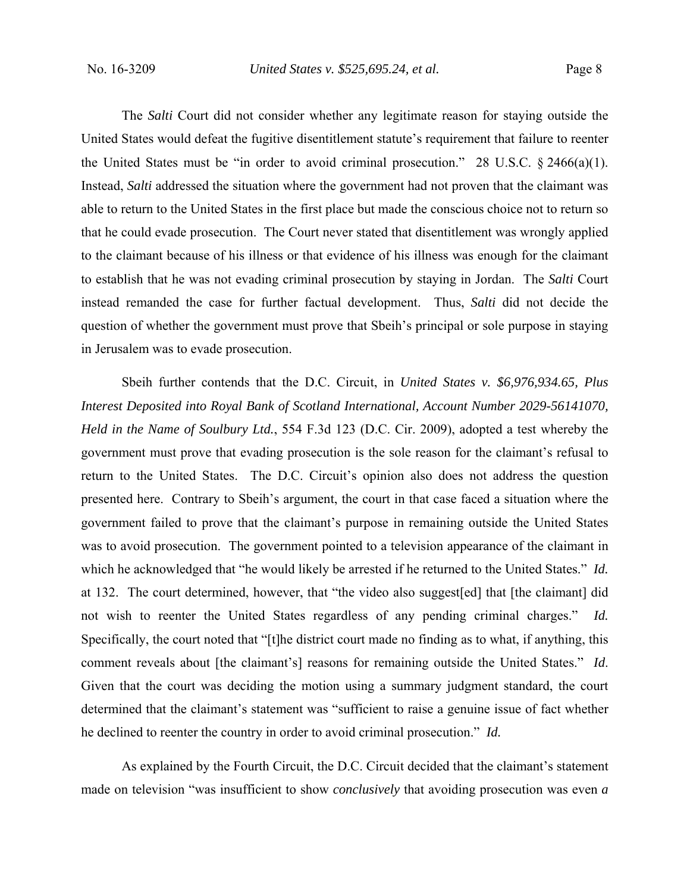The *Salti* Court did not consider whether any legitimate reason for staying outside the United States would defeat the fugitive disentitlement statute's requirement that failure to reenter the United States must be "in order to avoid criminal prosecution." 28 U.S.C. § 2466(a)(1). Instead, *Salti* addressed the situation where the government had not proven that the claimant was able to return to the United States in the first place but made the conscious choice not to return so that he could evade prosecution. The Court never stated that disentitlement was wrongly applied to the claimant because of his illness or that evidence of his illness was enough for the claimant to establish that he was not evading criminal prosecution by staying in Jordan. The *Salti* Court instead remanded the case for further factual development. Thus, *Salti* did not decide the question of whether the government must prove that Sbeih's principal or sole purpose in staying in Jerusalem was to evade prosecution.

Sbeih further contends that the D.C. Circuit, in *United States v. $6,976,934.65, Plus Interest Deposited into Royal Bank of Scotland International, Account Number 2029-56141070, Held in the Name of Soulbury Ltd.*, 554 F.3d 123 (D.C. Cir. 2009), adopted a test whereby the government must prove that evading prosecution is the sole reason for the claimant's refusal to return to the United States. The D.C. Circuit's opinion also does not address the question presented here. Contrary to Sbeih's argument, the court in that case faced a situation where the government failed to prove that the claimant's purpose in remaining outside the United States was to avoid prosecution. The government pointed to a television appearance of the claimant in which he acknowledged that "he would likely be arrested if he returned to the United States." *Id.* at 132. The court determined, however, that "the video also suggest[ed] that [the claimant] did not wish to reenter the United States regardless of any pending criminal charges." *Id.* Specifically, the court noted that "[t]he district court made no finding as to what, if anything, this comment reveals about [the claimant's] reasons for remaining outside the United States." *Id*. Given that the court was deciding the motion using a summary judgment standard, the court determined that the claimant's statement was "sufficient to raise a genuine issue of fact whether he declined to reenter the country in order to avoid criminal prosecution." *Id.*

As explained by the Fourth Circuit, the D.C. Circuit decided that the claimant's statement made on television "was insufficient to show *conclusively* that avoiding prosecution was even *a*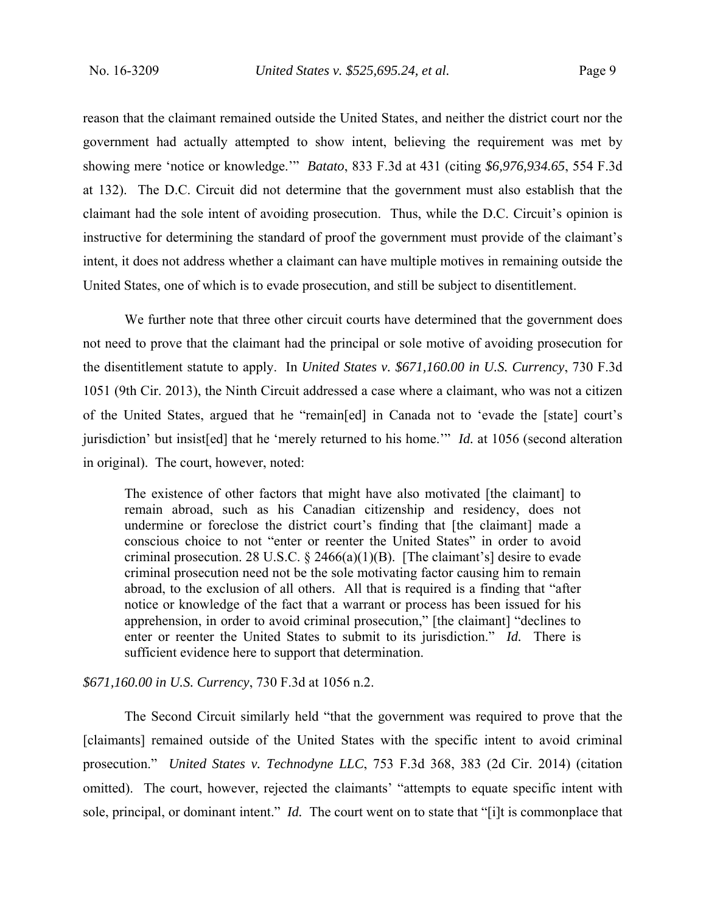reason that the claimant remained outside the United States, and neither the district court nor the government had actually attempted to show intent, believing the requirement was met by showing mere 'notice or knowledge.'" *Batato*, 833 F.3d at 431 (citing *$6,976,934.65*, 554 F.3d at 132). The D.C. Circuit did not determine that the government must also establish that the claimant had the sole intent of avoiding prosecution. Thus, while the D.C. Circuit's opinion is instructive for determining the standard of proof the government must provide of the claimant's intent, it does not address whether a claimant can have multiple motives in remaining outside the United States, one of which is to evade prosecution, and still be subject to disentitlement.

We further note that three other circuit courts have determined that the government does not need to prove that the claimant had the principal or sole motive of avoiding prosecution for the disentitlement statute to apply. In *United States v. $671,160.00 in U.S. Currency*, 730 F.3d 1051 (9th Cir. 2013), the Ninth Circuit addressed a case where a claimant, who was not a citizen of the United States, argued that he "remain[ed] in Canada not to 'evade the [state] court's jurisdiction' but insist[ed] that he 'merely returned to his home.'" *Id.* at 1056 (second alteration in original). The court, however, noted:

> The existence of other factors that might have also motivated [the claimant] to remain abroad, such as his Canadian citizenship and residency, does not undermine or foreclose the district court's finding that [the claimant] made a conscious choice to not "enter or reenter the United States" in order to avoid criminal prosecution. 28 U.S.C. § 2466(a)(1)(B). [The claimant's] desire to evade criminal prosecution need not be the sole motivating factor causing him to remain abroad, to the exclusion of all others. All that is required is a finding that "after notice or knowledge of the fact that a warrant or process has been issued for his apprehension, in order to avoid criminal prosecution," [the claimant] "declines to enter or reenter the United States to submit to its jurisdiction." *Id.* There is sufficient evidence here to support that determination.

*$671,160.00 in U.S. Currency*, 730 F.3d at 1056 n.2.

The Second Circuit similarly held "that the government was required to prove that the [claimants] remained outside of the United States with the specific intent to avoid criminal prosecution." *United States v. Technodyne LLC*, 753 F.3d 368, 383 (2d Cir. 2014) (citation omitted). The court, however, rejected the claimants' "attempts to equate specific intent with sole, principal, or dominant intent." *Id.* The court went on to state that "[i]t is commonplace that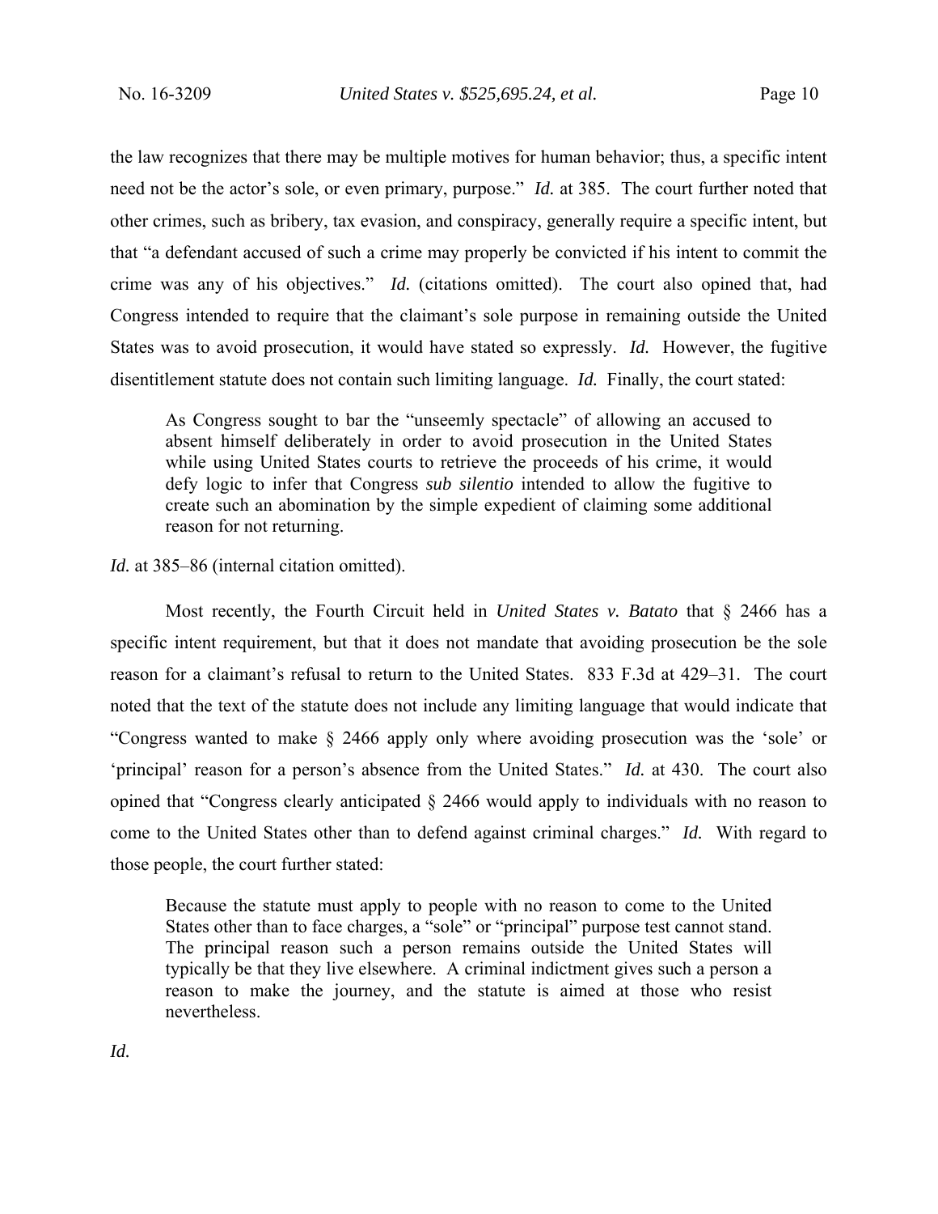the law recognizes that there may be multiple motives for human behavior; thus, a specific intent need not be the actor's sole, or even primary, purpose." *Id.* at 385. The court further noted that other crimes, such as bribery, tax evasion, and conspiracy, generally require a specific intent, but that "a defendant accused of such a crime may properly be convicted if his intent to commit the crime was any of his objectives." *Id.* (citations omitted). The court also opined that, had Congress intended to require that the claimant's sole purpose in remaining outside the United States was to avoid prosecution, it would have stated so expressly. *Id.* However, the fugitive disentitlement statute does not contain such limiting language. *Id.* Finally, the court stated:

> As Congress sought to bar the "unseemly spectacle" of allowing an accused to absent himself deliberately in order to avoid prosecution in the United States while using United States courts to retrieve the proceeds of his crime, it would defy logic to infer that Congress *sub silentio* intended to allow the fugitive to create such an abomination by the simple expedient of claiming some additional reason for not returning.

*Id.* at 385–86 (internal citation omitted).

Most recently, the Fourth Circuit held in *United States v. Batato* that § 2466 has a specific intent requirement, but that it does not mandate that avoiding prosecution be the sole reason for a claimant's refusal to return to the United States. 833 F.3d at 429–31. The court noted that the text of the statute does not include any limiting language that would indicate that "Congress wanted to make § 2466 apply only where avoiding prosecution was the 'sole' or 'principal' reason for a person's absence from the United States." *Id.* at 430. The court also opined that "Congress clearly anticipated § 2466 would apply to individuals with no reason to come to the United States other than to defend against criminal charges." *Id.* With regard to those people, the court further stated:

> Because the statute must apply to people with no reason to come to the United States other than to face charges, a "sole" or "principal" purpose test cannot stand. The principal reason such a person remains outside the United States will typically be that they live elsewhere. A criminal indictment gives such a person a reason to make the journey, and the statute is aimed at those who resist nevertheless.

*Id.*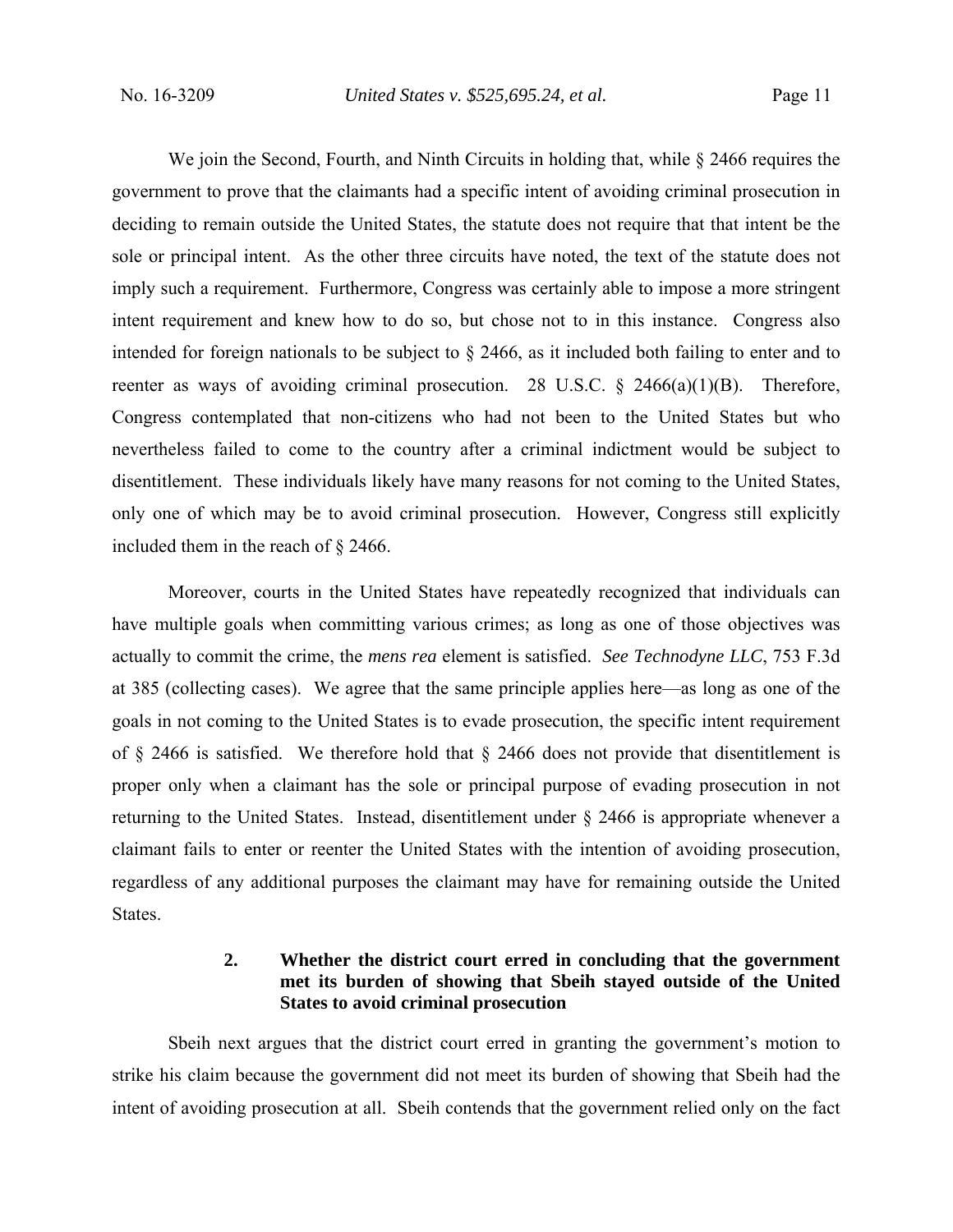We join the Second, Fourth, and Ninth Circuits in holding that, while § 2466 requires the government to prove that the claimants had a specific intent of avoiding criminal prosecution in deciding to remain outside the United States, the statute does not require that that intent be the sole or principal intent. As the other three circuits have noted, the text of the statute does not imply such a requirement. Furthermore, Congress was certainly able to impose a more stringent intent requirement and knew how to do so, but chose not to in this instance. Congress also intended for foreign nationals to be subject to § 2466, as it included both failing to enter and to reenter as ways of avoiding criminal prosecution. 28 U.S.C. § 2466(a)(1)(B). Therefore, Congress contemplated that non-citizens who had not been to the United States but who nevertheless failed to come to the country after a criminal indictment would be subject to disentitlement. These individuals likely have many reasons for not coming to the United States, only one of which may be to avoid criminal prosecution. However, Congress still explicitly included them in the reach of § 2466.

Moreover, courts in the United States have repeatedly recognized that individuals can have multiple goals when committing various crimes; as long as one of those objectives was actually to commit the crime, the *mens rea* element is satisfied. *See Technodyne LLC*, 753 F.3d at 385 (collecting cases). We agree that the same principle applies here—as long as one of the goals in not coming to the United States is to evade prosecution, the specific intent requirement of § 2466 is satisfied. We therefore hold that § 2466 does not provide that disentitlement is proper only when a claimant has the sole or principal purpose of evading prosecution in not returning to the United States. Instead, disentitlement under § 2466 is appropriate whenever a claimant fails to enter or reenter the United States with the intention of avoiding prosecution, regardless of any additional purposes the claimant may have for remaining outside the United States.

### 2. Whether the district court erred in concluding that the government met its burden of showing that Sbeih stayed outside of the United States to avoid criminal prosecution

Sbeih next argues that the district court erred in granting the government's motion to strike his claim because the government did not meet its burden of showing that Sbeih had the intent of avoiding prosecution at all. Sbeih contends that the government relied only on the fact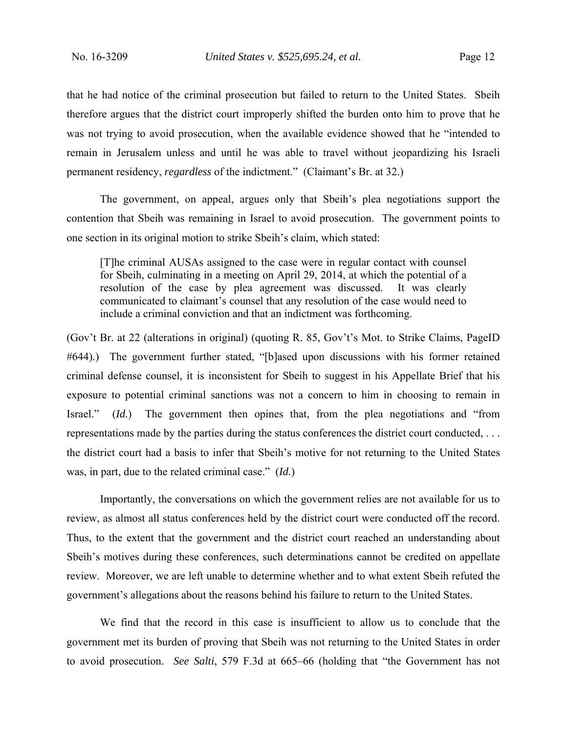that he had notice of the criminal prosecution but failed to return to the United States. Sbeih therefore argues that the district court improperly shifted the burden onto him to prove that he was not trying to avoid prosecution, when the available evidence showed that he "intended to remain in Jerusalem unless and until he was able to travel without jeopardizing his Israeli permanent residency, *regardless* of the indictment." (Claimant's Br. at 32.)

The government, on appeal, argues only that Sbeih's plea negotiations support the contention that Sbeih was remaining in Israel to avoid prosecution. The government points to one section in its original motion to strike Sbeih's claim, which stated:

> [T]he criminal AUSAs assigned to the case were in regular contact with counsel for Sbeih, culminating in a meeting on April 29, 2014, at which the potential of a resolution of the case by plea agreement was discussed. It was clearly communicated to claimant's counsel that any resolution of the case would need to include a criminal conviction and that an indictment was forthcoming.

(Gov't Br. at 22 (alterations in original) (quoting R. 85, Gov't's Mot. to Strike Claims, PageID #644).) The government further stated, "[b]ased upon discussions with his former retained criminal defense counsel, it is inconsistent for Sbeih to suggest in his Appellate Brief that his exposure to potential criminal sanctions was not a concern to him in choosing to remain in Israel." (*Id.*) The government then opines that, from the plea negotiations and "from representations made by the parties during the status conferences the district court conducted, . . . the district court had a basis to infer that Sbeih's motive for not returning to the United States was, in part, due to the related criminal case." (*Id.*)

Importantly, the conversations on which the government relies are not available for us to review, as almost all status conferences held by the district court were conducted off the record. Thus, to the extent that the government and the district court reached an understanding about Sbeih's motives during these conferences, such determinations cannot be credited on appellate review. Moreover, we are left unable to determine whether and to what extent Sbeih refuted the government's allegations about the reasons behind his failure to return to the United States.

We find that the record in this case is insufficient to allow us to conclude that the government met its burden of proving that Sbeih was not returning to the United States in order to avoid prosecution. *See Salti*, 579 F.3d at 665–66 (holding that "the Government has not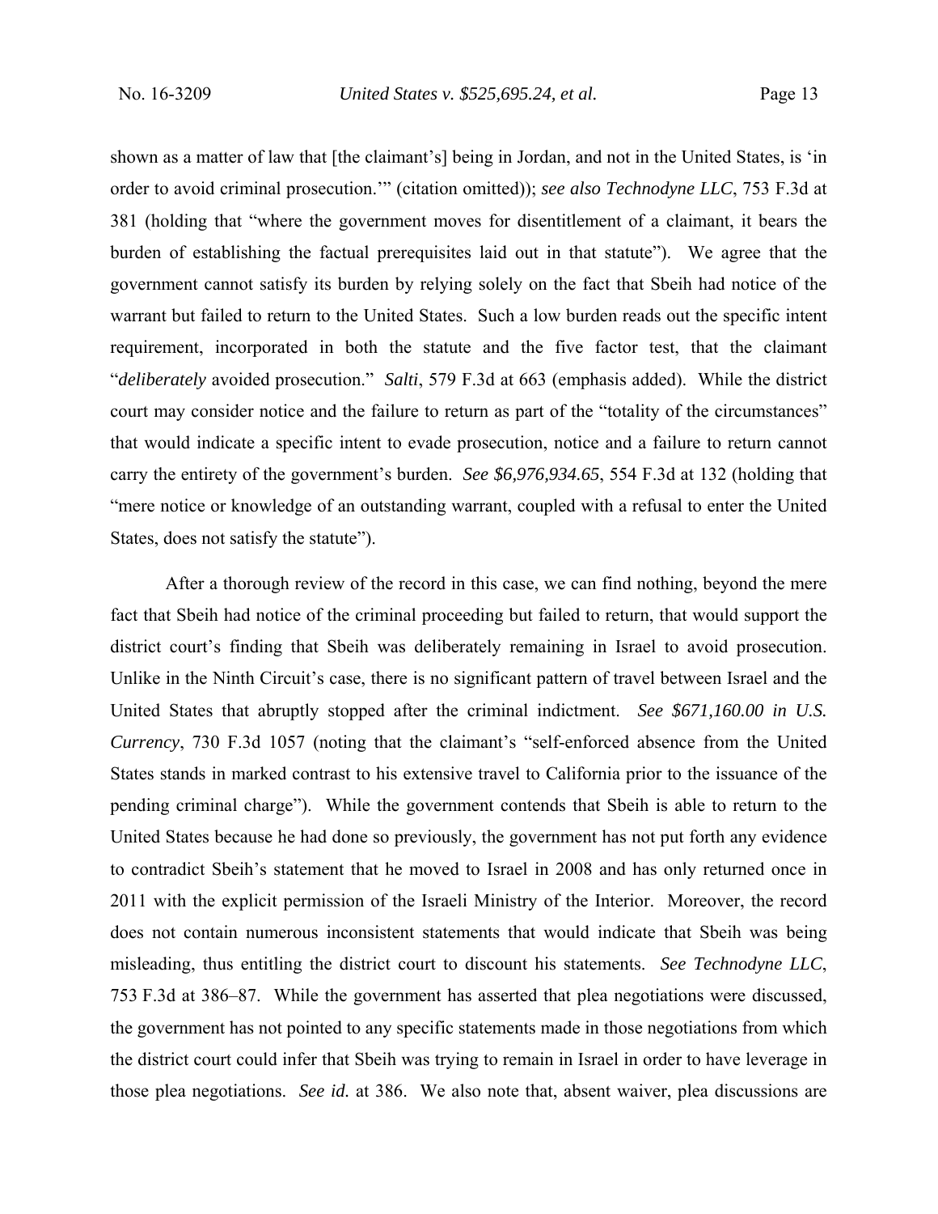shown as a matter of law that [the claimant's] being in Jordan, and not in the United States, is 'in order to avoid criminal prosecution.'" (citation omitted)); *see also Technodyne LLC*, 753 F.3d at 381 (holding that "where the government moves for disentitlement of a claimant, it bears the burden of establishing the factual prerequisites laid out in that statute"). We agree that the government cannot satisfy its burden by relying solely on the fact that Sbeih had notice of the warrant but failed to return to the United States. Such a low burden reads out the specific intent requirement, incorporated in both the statute and the five factor test, that the claimant "*deliberately* avoided prosecution." *Salti*, 579 F.3d at 663 (emphasis added). While the district court may consider notice and the failure to return as part of the "totality of the circumstances" that would indicate a specific intent to evade prosecution, notice and a failure to return cannot carry the entirety of the government's burden. *See $6,976,934.65*, 554 F.3d at 132 (holding that "mere notice or knowledge of an outstanding warrant, coupled with a refusal to enter the United States, does not satisfy the statute").

After a thorough review of the record in this case, we can find nothing, beyond the mere fact that Sbeih had notice of the criminal proceeding but failed to return, that would support the district court's finding that Sbeih was deliberately remaining in Israel to avoid prosecution. Unlike in the Ninth Circuit's case, there is no significant pattern of travel between Israel and the United States that abruptly stopped after the criminal indictment. *See $671,160.00 in U.S. Currency*, 730 F.3d 1057 (noting that the claimant's "self-enforced absence from the United States stands in marked contrast to his extensive travel to California prior to the issuance of the pending criminal charge"). While the government contends that Sbeih is able to return to the United States because he had done so previously, the government has not put forth any evidence to contradict Sbeih's statement that he moved to Israel in 2008 and has only returned once in 2011 with the explicit permission of the Israeli Ministry of the Interior. Moreover, the record does not contain numerous inconsistent statements that would indicate that Sbeih was being misleading, thus entitling the district court to discount his statements. *See Technodyne LLC*, 753 F.3d at 386–87. While the government has asserted that plea negotiations were discussed, the government has not pointed to any specific statements made in those negotiations from which the district court could infer that Sbeih was trying to remain in Israel in order to have leverage in those plea negotiations. *See id.* at 386. We also note that, absent waiver, plea discussions are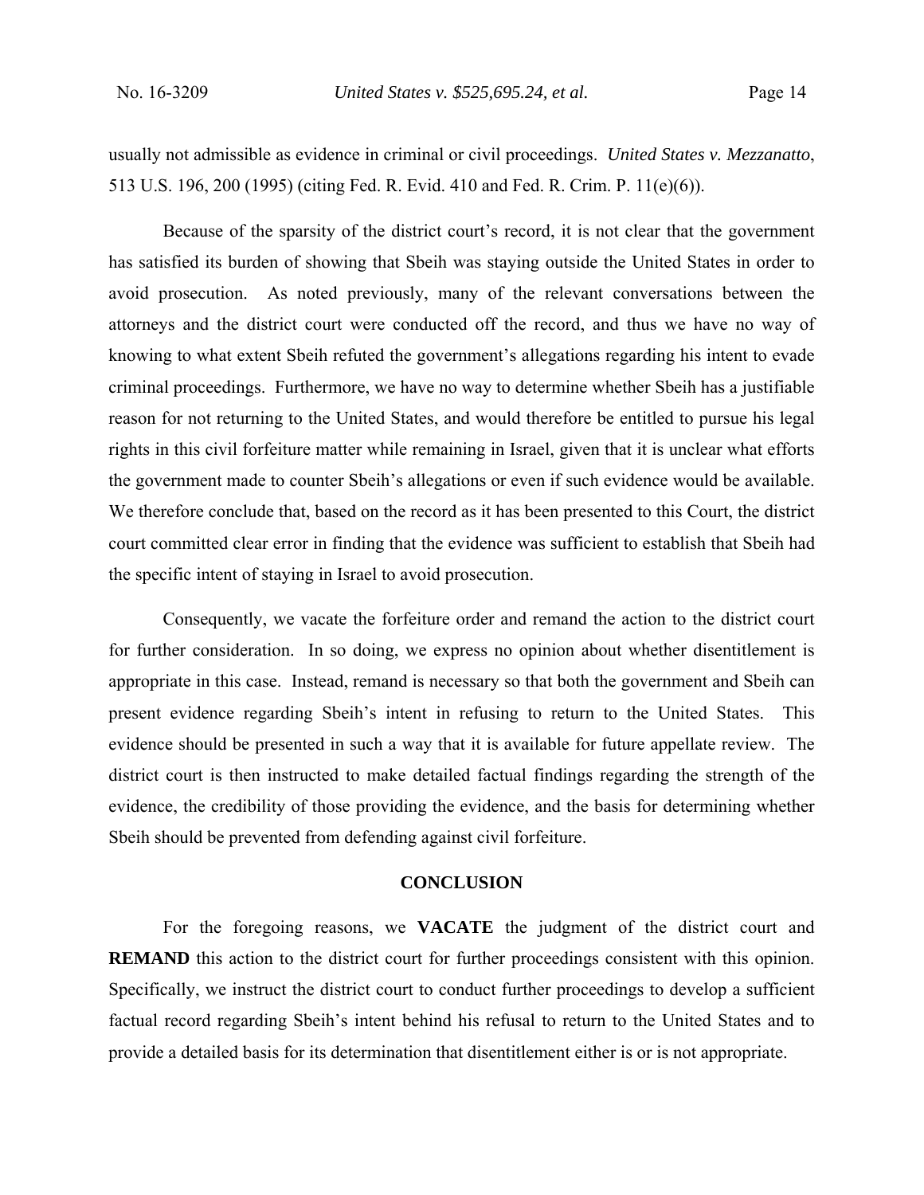usually not admissible as evidence in criminal or civil proceedings. *United States v. Mezzanatto*, 513 U.S. 196, 200 (1995) (citing Fed. R. Evid. 410 and Fed. R. Crim. P. 11(e)(6)).

Because of the sparsity of the district court's record, it is not clear that the government has satisfied its burden of showing that Sbeih was staying outside the United States in order to avoid prosecution. As noted previously, many of the relevant conversations between the attorneys and the district court were conducted off the record, and thus we have no way of knowing to what extent Sbeih refuted the government's allegations regarding his intent to evade criminal proceedings. Furthermore, we have no way to determine whether Sbeih has a justifiable reason for not returning to the United States, and would therefore be entitled to pursue his legal rights in this civil forfeiture matter while remaining in Israel, given that it is unclear what efforts the government made to counter Sbeih's allegations or even if such evidence would be available. We therefore conclude that, based on the record as it has been presented to this Court, the district court committed clear error in finding that the evidence was sufficient to establish that Sbeih had the specific intent of staying in Israel to avoid prosecution.

Consequently, we vacate the forfeiture order and remand the action to the district court for further consideration. In so doing, we express no opinion about whether disentitlement is appropriate in this case. Instead, remand is necessary so that both the government and Sbeih can present evidence regarding Sbeih's intent in refusing to return to the United States. This evidence should be presented in such a way that it is available for future appellate review. The district court is then instructed to make detailed factual findings regarding the strength of the evidence, the credibility of those providing the evidence, and the basis for determining whether Sbeih should be prevented from defending against civil forfeiture.

## CONCLUSION

For the foregoing reasons, we **VACATE** the judgment of the district court and **REMAND** this action to the district court for further proceedings consistent with this opinion. Specifically, we instruct the district court to conduct further proceedings to develop a sufficient factual record regarding Sbeih's intent behind his refusal to return to the United States and to provide a detailed basis for its determination that disentitlement either is or is not appropriate.